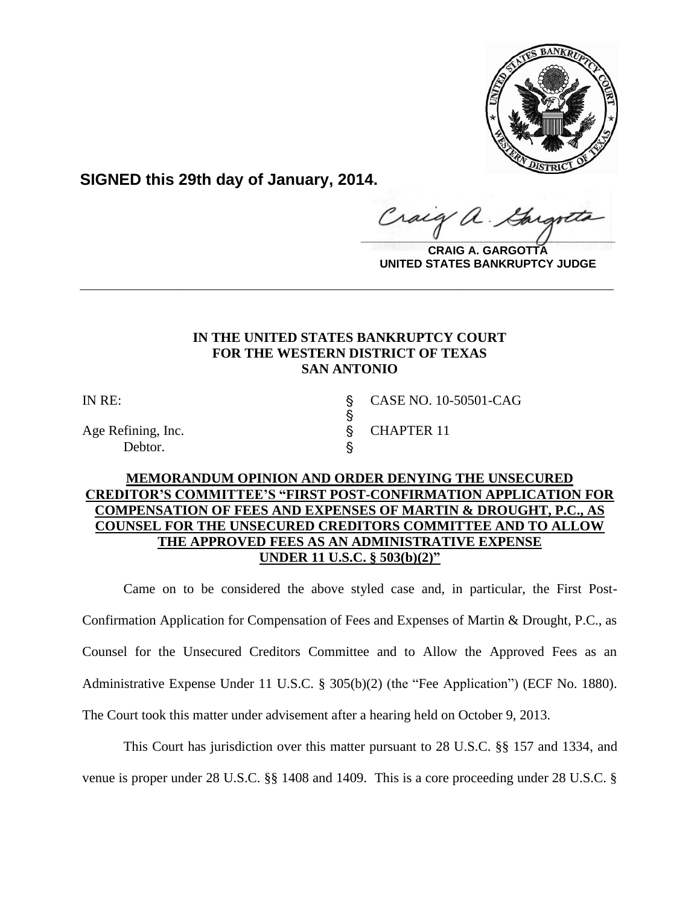**SIGNED this 29th day of January, 2014.**

**CRAIG A. GARGOTTA**
**UNITED STATES BANKRUPTCY JUDGE**

---

**IN THE UNITED STATES BANKRUPTCY COURT**
**FOR THE WESTERN DISTRICT OF TEXAS**
**SAN ANTONIO**

| | | |
|---|---|---|
| IN RE: | § | CASE NO. 10-50501-CAG |
| | § | |
| Age Refining, Inc. | § | CHAPTER 11 |
| Debtor. | § | |

**MEMORANDUM OPINION AND ORDER DENYING THE UNSECURED CREDITOR'S COMMITTEE'S "FIRST POST-CONFIRMATION APPLICATION FOR COMPENSATION OF FEES AND EXPENSES OF MARTIN & DROUGHT, P.C., AS COUNSEL FOR THE UNSECURED CREDITORS COMMITTEE AND TO ALLOW THE APPROVED FEES AS AN ADMINISTRATIVE EXPENSE UNDER 11 U.S.C. § 503(b)(2)"**

Came on to be considered the above styled case and, in particular, the First Post-Confirmation Application for Compensation of Fees and Expenses of Martin & Drought, P.C., as Counsel for the Unsecured Creditors Committee and to Allow the Approved Fees as an Administrative Expense Under 11 U.S.C. § 305(b)(2) (the "Fee Application") (ECF No. 1880). The Court took this matter under advisement after a hearing held on October 9, 2013.

This Court has jurisdiction over this matter pursuant to 28 U.S.C. §§ 157 and 1334, and venue is proper under 28 U.S.C. §§ 1408 and 1409. This is a core proceeding under 28 U.S.C. §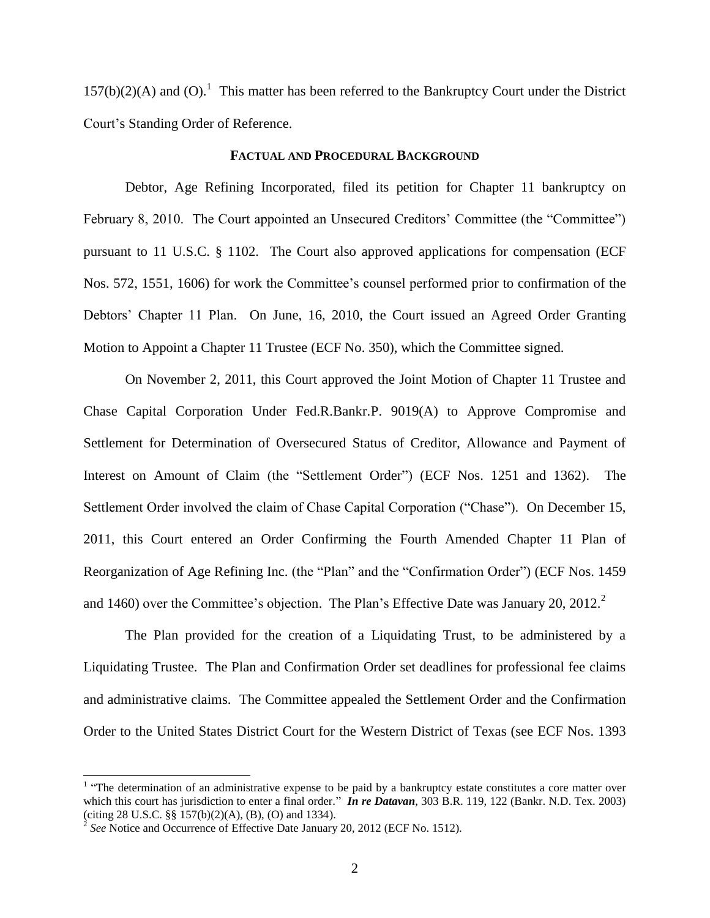157(b)(2)(A) and (O).[1] This matter has been referred to the Bankruptcy Court under the District Court's Standing Order of Reference.

## FACTUAL AND PROCEDURAL BACKGROUND

Debtor, Age Refining Incorporated, filed its petition for Chapter 11 bankruptcy on February 8, 2010. The Court appointed an Unsecured Creditors' Committee (the "Committee") pursuant to 11 U.S.C. § 1102. The Court also approved applications for compensation (ECF Nos. 572, 1551, 1606) for work the Committee's counsel performed prior to confirmation of the Debtors' Chapter 11 Plan. On June, 16, 2010, the Court issued an Agreed Order Granting Motion to Appoint a Chapter 11 Trustee (ECF No. 350), which the Committee signed.

On November 2, 2011, this Court approved the Joint Motion of Chapter 11 Trustee and Chase Capital Corporation Under Fed.R.Bankr.P. 9019(A) to Approve Compromise and Settlement for Determination of Oversecured Status of Creditor, Allowance and Payment of Interest on Amount of Claim (the "Settlement Order") (ECF Nos. 1251 and 1362). The Settlement Order involved the claim of Chase Capital Corporation ("Chase"). On December 15, 2011, this Court entered an Order Confirming the Fourth Amended Chapter 11 Plan of Reorganization of Age Refining Inc. (the "Plan" and the "Confirmation Order") (ECF Nos. 1459 and 1460) over the Committee's objection. The Plan's Effective Date was January 20, 2012.[2]

The Plan provided for the creation of a Liquidating Trust, to be administered by a Liquidating Trustee. The Plan and Confirmation Order set deadlines for professional fee claims and administrative claims. The Committee appealed the Settlement Order and the Confirmation Order to the United States District Court for the Western District of Texas (see ECF Nos. 1393

---

[1] "The determination of an administrative expense to be paid by a bankruptcy estate constitutes a core matter over which this court has jurisdiction to enter a final order." ***In re Datavan***, 303 B.R. 119, 122 (Bankr. N.D. Tex. 2003) (citing 28 U.S.C. §§ 157(b)(2)(A), (B), (O) and 1334).

[2] *See* Notice and Occurrence of Effective Date January 20, 2012 (ECF No. 1512).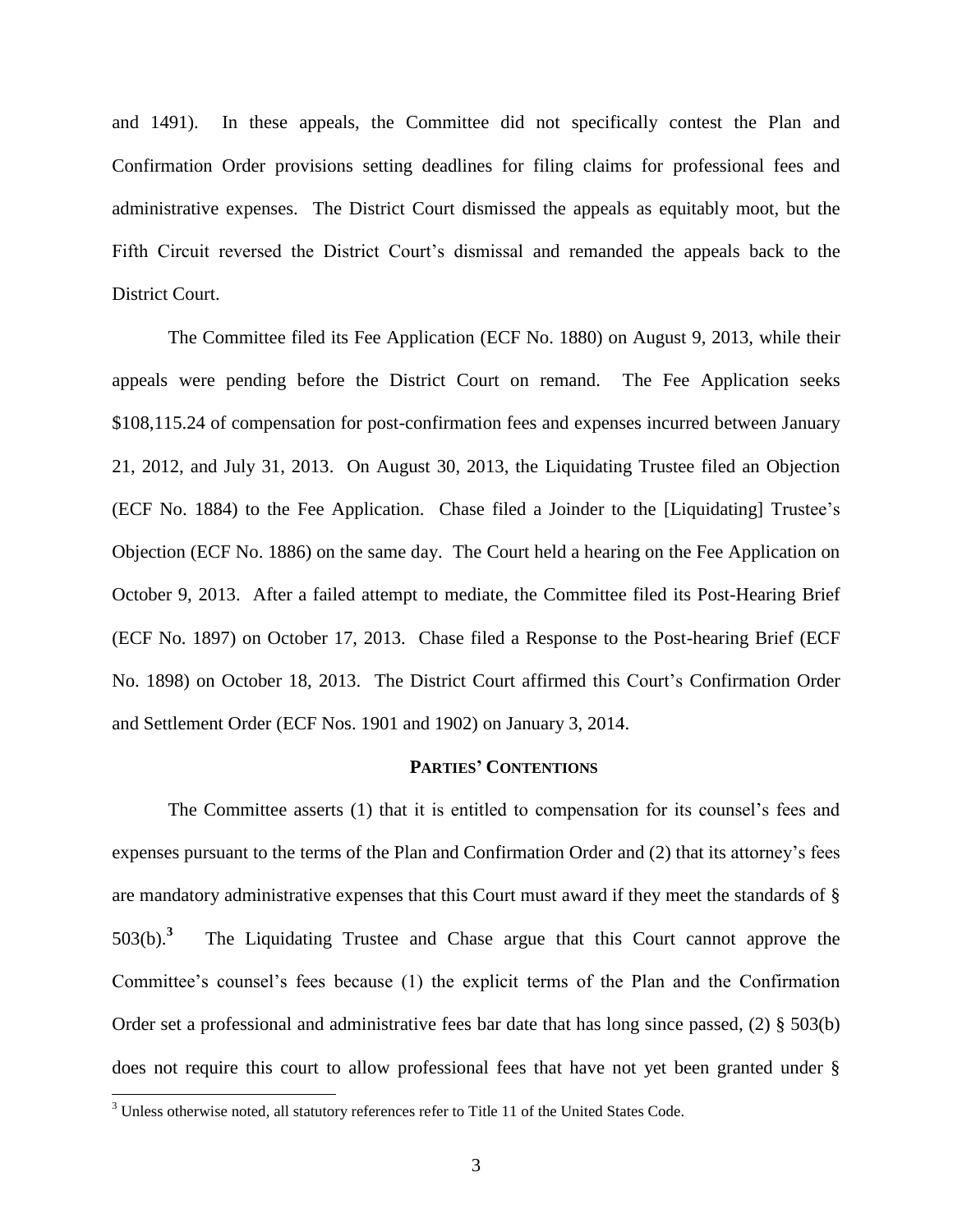and 1491). In these appeals, the Committee did not specifically contest the Plan and Confirmation Order provisions setting deadlines for filing claims for professional fees and administrative expenses. The District Court dismissed the appeals as equitably moot, but the Fifth Circuit reversed the District Court's dismissal and remanded the appeals back to the District Court.

The Committee filed its Fee Application (ECF No. 1880) on August 9, 2013, while their appeals were pending before the District Court on remand. The Fee Application seeks $108,115.24 of compensation for post-confirmation fees and expenses incurred between January 21, 2012, and July 31, 2013. On August 30, 2013, the Liquidating Trustee filed an Objection (ECF No. 1884) to the Fee Application. Chase filed a Joinder to the [Liquidating] Trustee's Objection (ECF No. 1886) on the same day. The Court held a hearing on the Fee Application on October 9, 2013. After a failed attempt to mediate, the Committee filed its Post-Hearing Brief (ECF No. 1897) on October 17, 2013. Chase filed a Response to the Post-hearing Brief (ECF No. 1898) on October 18, 2013. The District Court affirmed this Court's Confirmation Order and Settlement Order (ECF Nos. 1901 and 1902) on January 3, 2014.

## PARTIES' CONTENTIONS

The Committee asserts (1) that it is entitled to compensation for its counsel's fees and expenses pursuant to the terms of the Plan and Confirmation Order and (2) that its attorney's fees are mandatory administrative expenses that this Court must award if they meet the standards of § 503(b).[3] The Liquidating Trustee and Chase argue that this Court cannot approve the Committee's counsel's fees because (1) the explicit terms of the Plan and the Confirmation Order set a professional and administrative fees bar date that has long since passed, (2) § 503(b) does not require this court to allow professional fees that have not yet been granted under §

[3] Unless otherwise noted, all statutory references refer to Title 11 of the United States Code.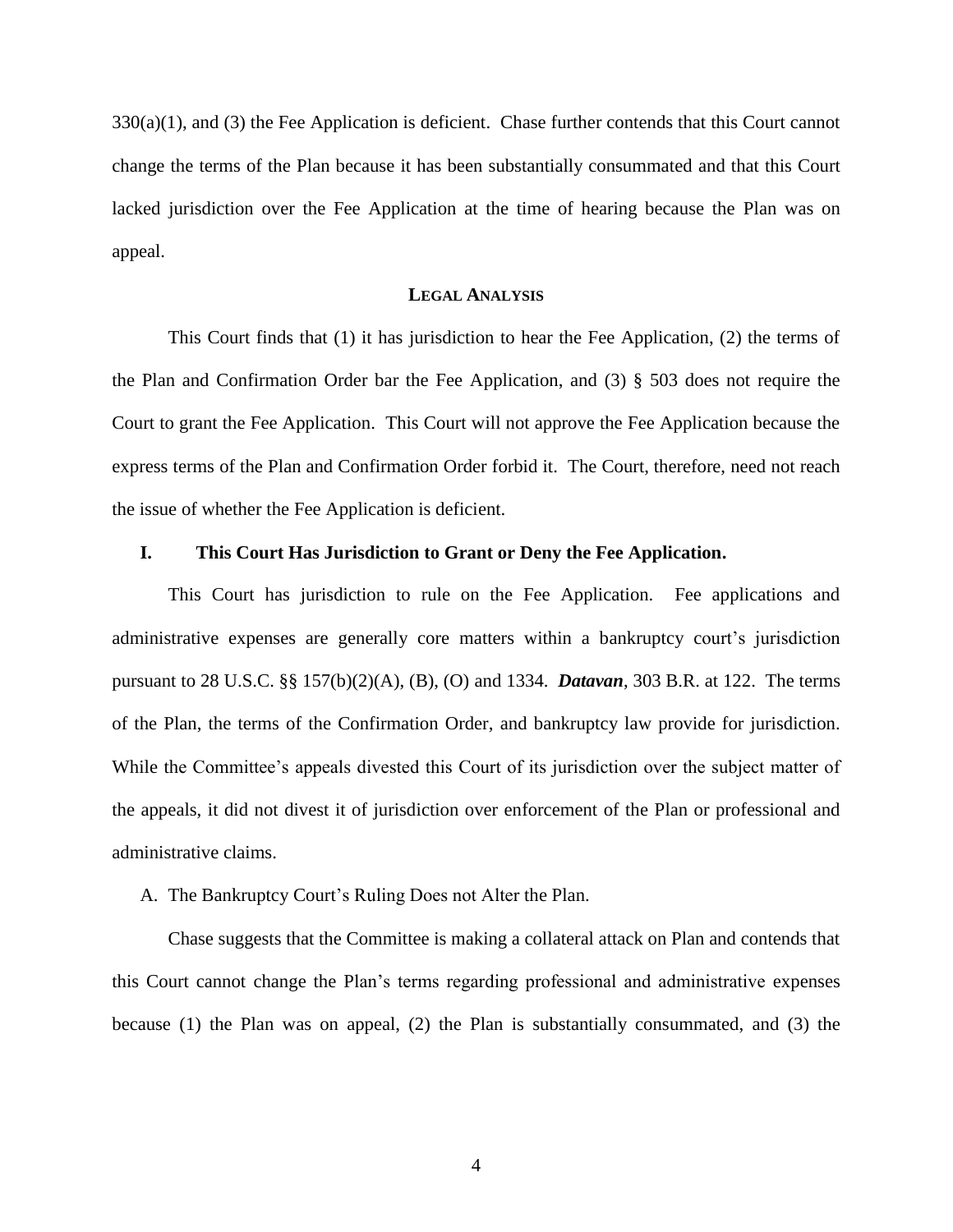330(a)(1), and (3) the Fee Application is deficient. Chase further contends that this Court cannot change the terms of the Plan because it has been substantially consummated and that this Court lacked jurisdiction over the Fee Application at the time of hearing because the Plan was on appeal.

## LEGAL ANALYSIS

This Court finds that (1) it has jurisdiction to hear the Fee Application, (2) the terms of the Plan and Confirmation Order bar the Fee Application, and (3) § 503 does not require the Court to grant the Fee Application. This Court will not approve the Fee Application because the express terms of the Plan and Confirmation Order forbid it. The Court, therefore, need not reach the issue of whether the Fee Application is deficient.

### I. This Court Has Jurisdiction to Grant or Deny the Fee Application.

This Court has jurisdiction to rule on the Fee Application. Fee applications and administrative expenses are generally core matters within a bankruptcy court's jurisdiction pursuant to 28 U.S.C. §§ 157(b)(2)(A), (B), (O) and 1334. ***Datavan***, 303 B.R. at 122. The terms of the Plan, the terms of the Confirmation Order, and bankruptcy law provide for jurisdiction. While the Committee's appeals divested this Court of its jurisdiction over the subject matter of the appeals, it did not divest it of jurisdiction over enforcement of the Plan or professional and administrative claims.

A. The Bankruptcy Court's Ruling Does not Alter the Plan.

Chase suggests that the Committee is making a collateral attack on Plan and contends that this Court cannot change the Plan's terms regarding professional and administrative expenses because (1) the Plan was on appeal, (2) the Plan is substantially consummated, and (3) the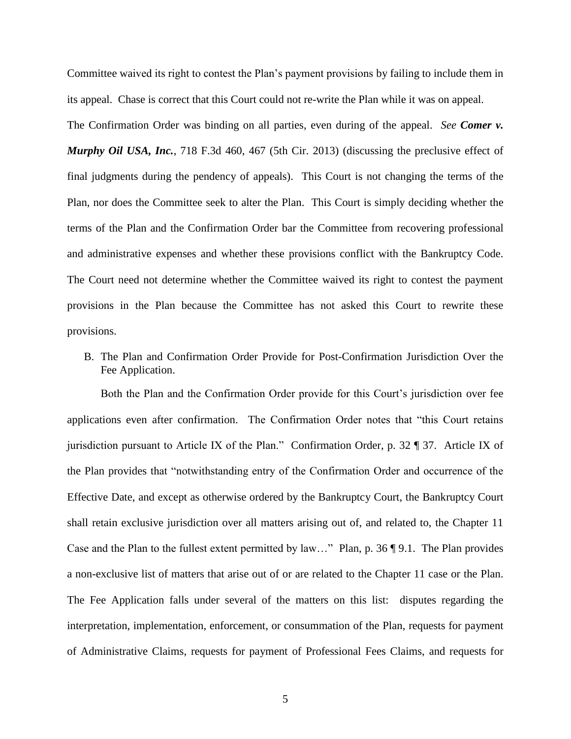Committee waived its right to contest the Plan's payment provisions by failing to include them in its appeal. Chase is correct that this Court could not re-write the Plan while it was on appeal. The Confirmation Order was binding on all parties, even during of the appeal. *See* ***Comer v. Murphy Oil USA, Inc.***, 718 F.3d 460, 467 (5th Cir. 2013) (discussing the preclusive effect of final judgments during the pendency of appeals). This Court is not changing the terms of the Plan, nor does the Committee seek to alter the Plan. This Court is simply deciding whether the terms of the Plan and the Confirmation Order bar the Committee from recovering professional and administrative expenses and whether these provisions conflict with the Bankruptcy Code. The Court need not determine whether the Committee waived its right to contest the payment provisions in the Plan because the Committee has not asked this Court to rewrite these provisions.

B. The Plan and Confirmation Order Provide for Post-Confirmation Jurisdiction Over the Fee Application.

Both the Plan and the Confirmation Order provide for this Court's jurisdiction over fee applications even after confirmation. The Confirmation Order notes that "this Court retains jurisdiction pursuant to Article IX of the Plan." Confirmation Order, p. 32 ¶ 37. Article IX of the Plan provides that "notwithstanding entry of the Confirmation Order and occurrence of the Effective Date, and except as otherwise ordered by the Bankruptcy Court, the Bankruptcy Court shall retain exclusive jurisdiction over all matters arising out of, and related to, the Chapter 11 Case and the Plan to the fullest extent permitted by law…" Plan, p. 36 ¶ 9.1. The Plan provides a non-exclusive list of matters that arise out of or are related to the Chapter 11 case or the Plan. The Fee Application falls under several of the matters on this list: disputes regarding the interpretation, implementation, enforcement, or consummation of the Plan, requests for payment of Administrative Claims, requests for payment of Professional Fees Claims, and requests for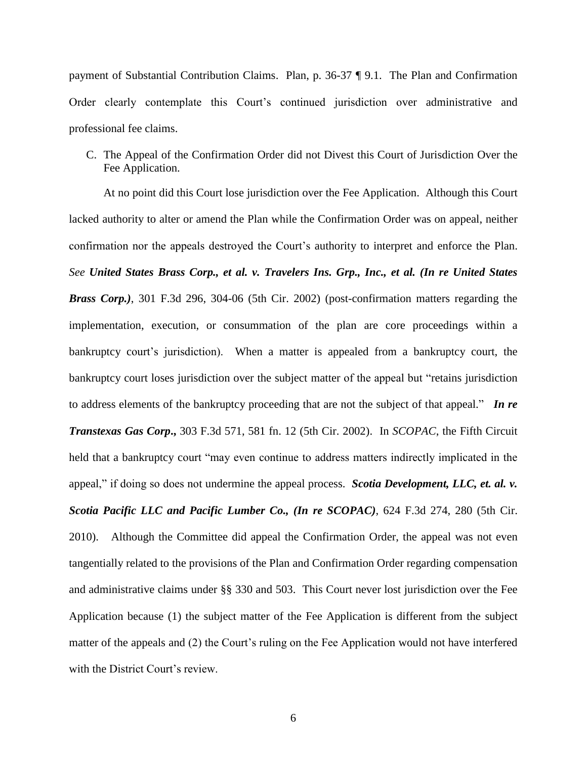payment of Substantial Contribution Claims. Plan, p. 36-37 ¶ 9.1. The Plan and Confirmation Order clearly contemplate this Court's continued jurisdiction over administrative and professional fee claims.

C. The Appeal of the Confirmation Order did not Divest this Court of Jurisdiction Over the Fee Application.

At no point did this Court lose jurisdiction over the Fee Application. Although this Court lacked authority to alter or amend the Plan while the Confirmation Order was on appeal, neither confirmation nor the appeals destroyed the Court's authority to interpret and enforce the Plan. *See* ***United States Brass Corp., et al. v. Travelers Ins. Grp., Inc., et al. (In re United States Brass Corp.)***, 301 F.3d 296, 304-06 (5th Cir. 2002) (post-confirmation matters regarding the implementation, execution, or consummation of the plan are core proceedings within a bankruptcy court's jurisdiction). When a matter is appealed from a bankruptcy court, the bankruptcy court loses jurisdiction over the subject matter of the appeal but "retains jurisdiction to address elements of the bankruptcy proceeding that are not the subject of that appeal." ***In re Transtexas Gas Corp.***, 303 F.3d 571, 581 fn. 12 (5th Cir. 2002). In *SCOPAC*, the Fifth Circuit held that a bankruptcy court "may even continue to address matters indirectly implicated in the appeal," if doing so does not undermine the appeal process. ***Scotia Development, LLC, et. al. v. Scotia Pacific LLC and Pacific Lumber Co., (In re SCOPAC)***, 624 F.3d 274, 280 (5th Cir. 2010). Although the Committee did appeal the Confirmation Order, the appeal was not even tangentially related to the provisions of the Plan and Confirmation Order regarding compensation and administrative claims under §§ 330 and 503. This Court never lost jurisdiction over the Fee Application because (1) the subject matter of the Fee Application is different from the subject matter of the appeals and (2) the Court's ruling on the Fee Application would not have interfered with the District Court's review.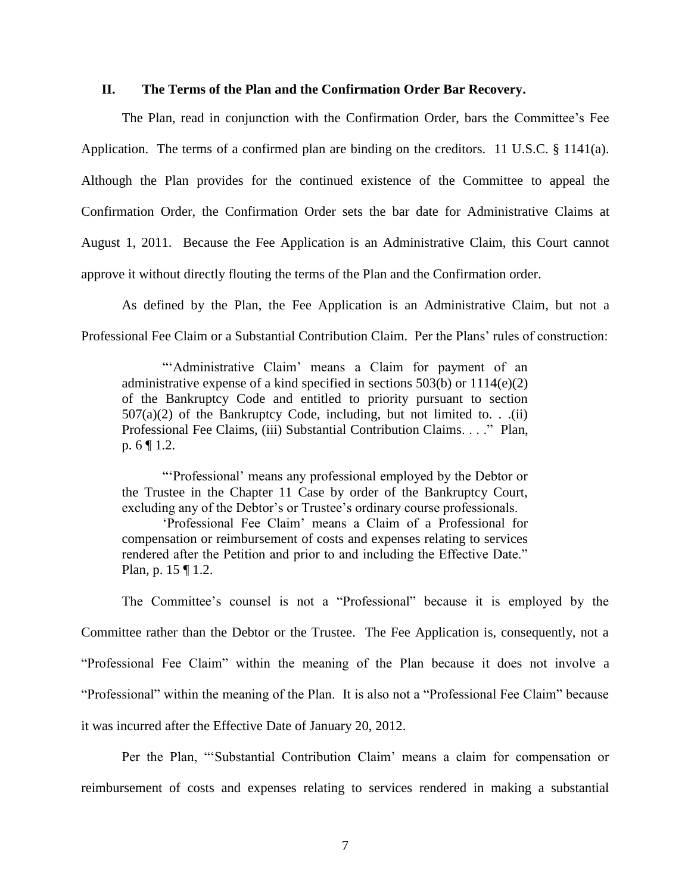## II. The Terms of the Plan and the Confirmation Order Bar Recovery.

The Plan, read in conjunction with the Confirmation Order, bars the Committee's Fee Application. The terms of a confirmed plan are binding on the creditors. 11 U.S.C. § 1141(a). Although the Plan provides for the continued existence of the Committee to appeal the Confirmation Order, the Confirmation Order sets the bar date for Administrative Claims at August 1, 2011. Because the Fee Application is an Administrative Claim, this Court cannot approve it without directly flouting the terms of the Plan and the Confirmation order.

As defined by the Plan, the Fee Application is an Administrative Claim, but not a Professional Fee Claim or a Substantial Contribution Claim. Per the Plans' rules of construction:

> "'Administrative Claim' means a Claim for payment of an administrative expense of a kind specified in sections 503(b) or 1114(e)(2) of the Bankruptcy Code and entitled to priority pursuant to section 507(a)(2) of the Bankruptcy Code, including, but not limited to. . .(ii) Professional Fee Claims, (iii) Substantial Contribution Claims. . . ." Plan, p. 6 ¶ 1.2.

> "'Professional' means any professional employed by the Debtor or the Trustee in the Chapter 11 Case by order of the Bankruptcy Court, excluding any of the Debtor's or Trustee's ordinary course professionals.
>
> 'Professional Fee Claim' means a Claim of a Professional for compensation or reimbursement of costs and expenses relating to services rendered after the Petition and prior to and including the Effective Date." Plan, p. 15 ¶ 1.2.

The Committee's counsel is not a "Professional" because it is employed by the Committee rather than the Debtor or the Trustee. The Fee Application is, consequently, not a "Professional Fee Claim" within the meaning of the Plan because it does not involve a "Professional" within the meaning of the Plan. It is also not a "Professional Fee Claim" because it was incurred after the Effective Date of January 20, 2012.

Per the Plan, "'Substantial Contribution Claim' means a claim for compensation or reimbursement of costs and expenses relating to services rendered in making a substantial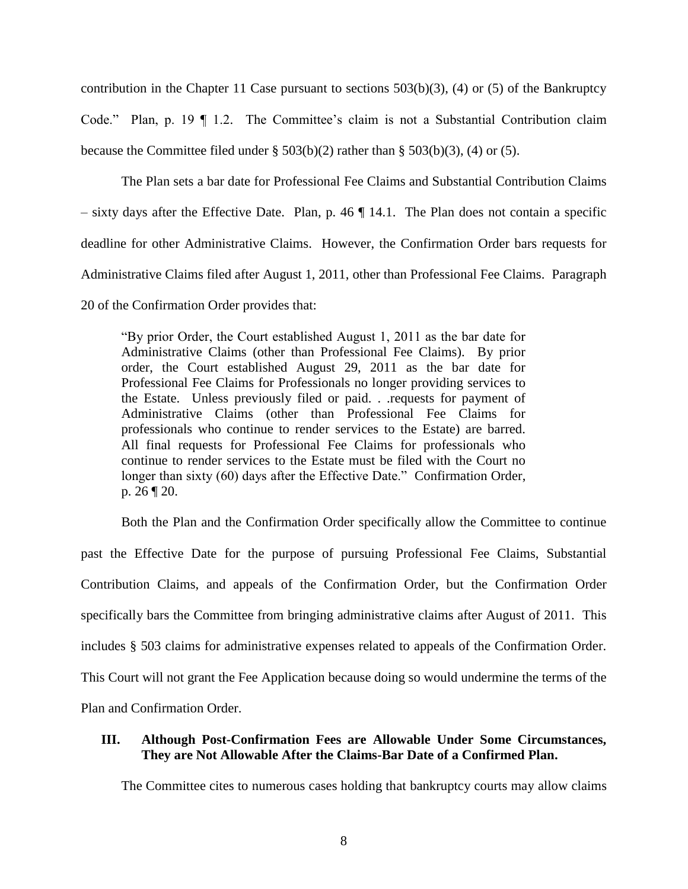contribution in the Chapter 11 Case pursuant to sections 503(b)(3), (4) or (5) of the Bankruptcy Code." Plan, p. 19 ¶ 1.2. The Committee's claim is not a Substantial Contribution claim because the Committee filed under § 503(b)(2) rather than § 503(b)(3), (4) or (5).

The Plan sets a bar date for Professional Fee Claims and Substantial Contribution Claims – sixty days after the Effective Date. Plan, p. 46 ¶ 14.1. The Plan does not contain a specific deadline for other Administrative Claims. However, the Confirmation Order bars requests for Administrative Claims filed after August 1, 2011, other than Professional Fee Claims. Paragraph 20 of the Confirmation Order provides that:

> "By prior Order, the Court established August 1, 2011 as the bar date for Administrative Claims (other than Professional Fee Claims). By prior order, the Court established August 29, 2011 as the bar date for Professional Fee Claims for Professionals no longer providing services to the Estate. Unless previously filed or paid. . .requests for payment of Administrative Claims (other than Professional Fee Claims for professionals who continue to render services to the Estate) are barred. All final requests for Professional Fee Claims for professionals who continue to render services to the Estate must be filed with the Court no longer than sixty (60) days after the Effective Date." Confirmation Order, p. 26 ¶ 20.

Both the Plan and the Confirmation Order specifically allow the Committee to continue past the Effective Date for the purpose of pursuing Professional Fee Claims, Substantial Contribution Claims, and appeals of the Confirmation Order, but the Confirmation Order specifically bars the Committee from bringing administrative claims after August of 2011. This includes § 503 claims for administrative expenses related to appeals of the Confirmation Order. This Court will not grant the Fee Application because doing so would undermine the terms of the Plan and Confirmation Order.

## III. Although Post-Confirmation Fees are Allowable Under Some Circumstances, They are Not Allowable After the Claims-Bar Date of a Confirmed Plan.

The Committee cites to numerous cases holding that bankruptcy courts may allow claims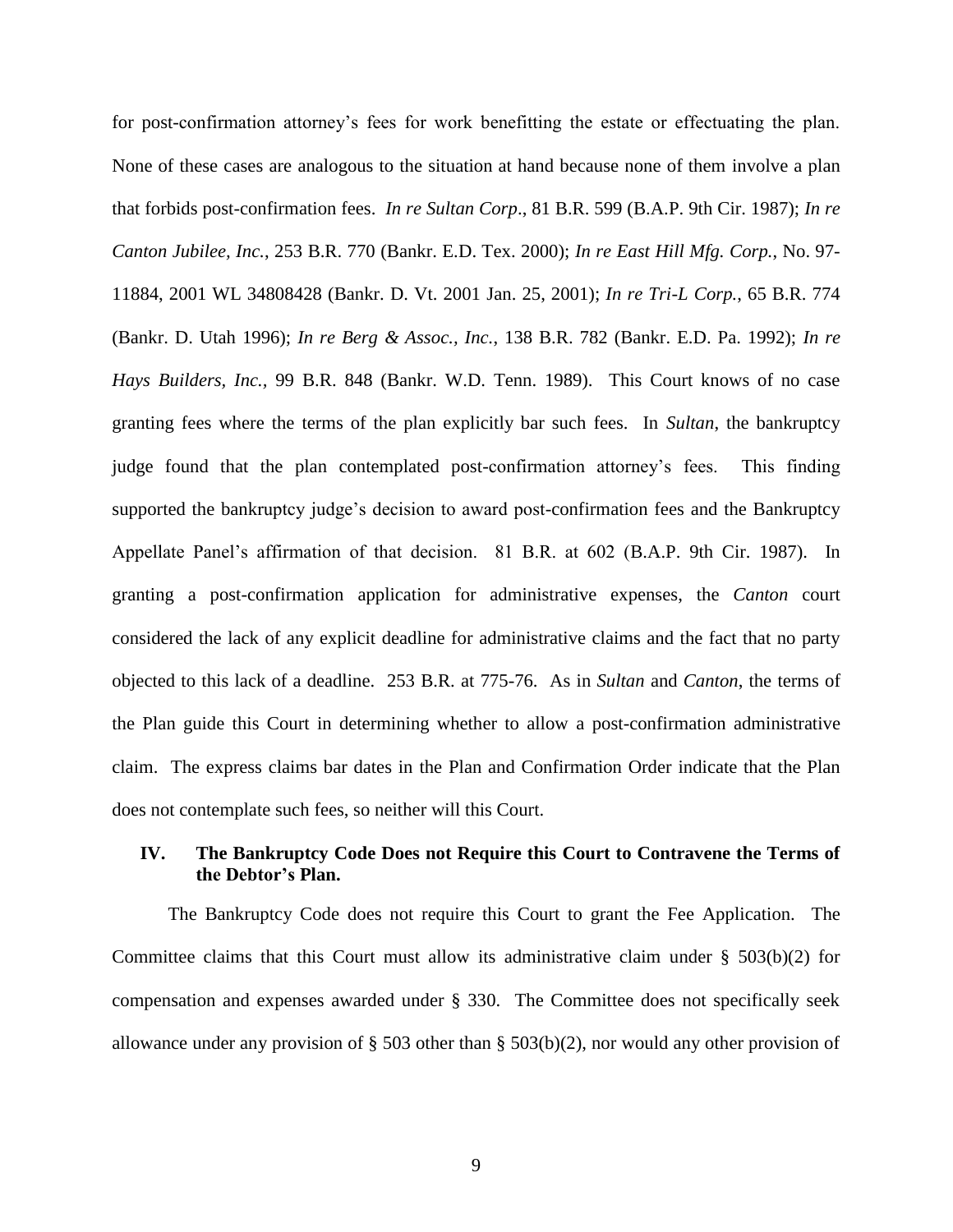for post-confirmation attorney's fees for work benefitting the estate or effectuating the plan. None of these cases are analogous to the situation at hand because none of them involve a plan that forbids post-confirmation fees. *In re Sultan Corp*., 81 B.R. 599 (B.A.P. 9th Cir. 1987); *In re Canton Jubilee, Inc.*, 253 B.R. 770 (Bankr. E.D. Tex. 2000); *In re East Hill Mfg. Corp.*, No. 97-11884, 2001 WL 34808428 (Bankr. D. Vt. 2001 Jan. 25, 2001); *In re Tri-L Corp.*, 65 B.R. 774 (Bankr. D. Utah 1996); *In re Berg & Assoc., Inc.*, 138 B.R. 782 (Bankr. E.D. Pa. 1992); *In re Hays Builders, Inc.*, 99 B.R. 848 (Bankr. W.D. Tenn. 1989). This Court knows of no case granting fees where the terms of the plan explicitly bar such fees. In *Sultan*, the bankruptcy judge found that the plan contemplated post-confirmation attorney's fees. This finding supported the bankruptcy judge's decision to award post-confirmation fees and the Bankruptcy Appellate Panel's affirmation of that decision. 81 B.R. at 602 (B.A.P. 9th Cir. 1987). In granting a post-confirmation application for administrative expenses, the *Canton* court considered the lack of any explicit deadline for administrative claims and the fact that no party objected to this lack of a deadline. 253 B.R. at 775-76. As in *Sultan* and *Canton*, the terms of the Plan guide this Court in determining whether to allow a post-confirmation administrative claim. The express claims bar dates in the Plan and Confirmation Order indicate that the Plan does not contemplate such fees, so neither will this Court.

## IV. The Bankruptcy Code Does not Require this Court to Contravene the Terms of the Debtor's Plan.

The Bankruptcy Code does not require this Court to grant the Fee Application. The Committee claims that this Court must allow its administrative claim under § 503(b)(2) for compensation and expenses awarded under § 330. The Committee does not specifically seek allowance under any provision of § 503 other than § 503(b)(2), nor would any other provision of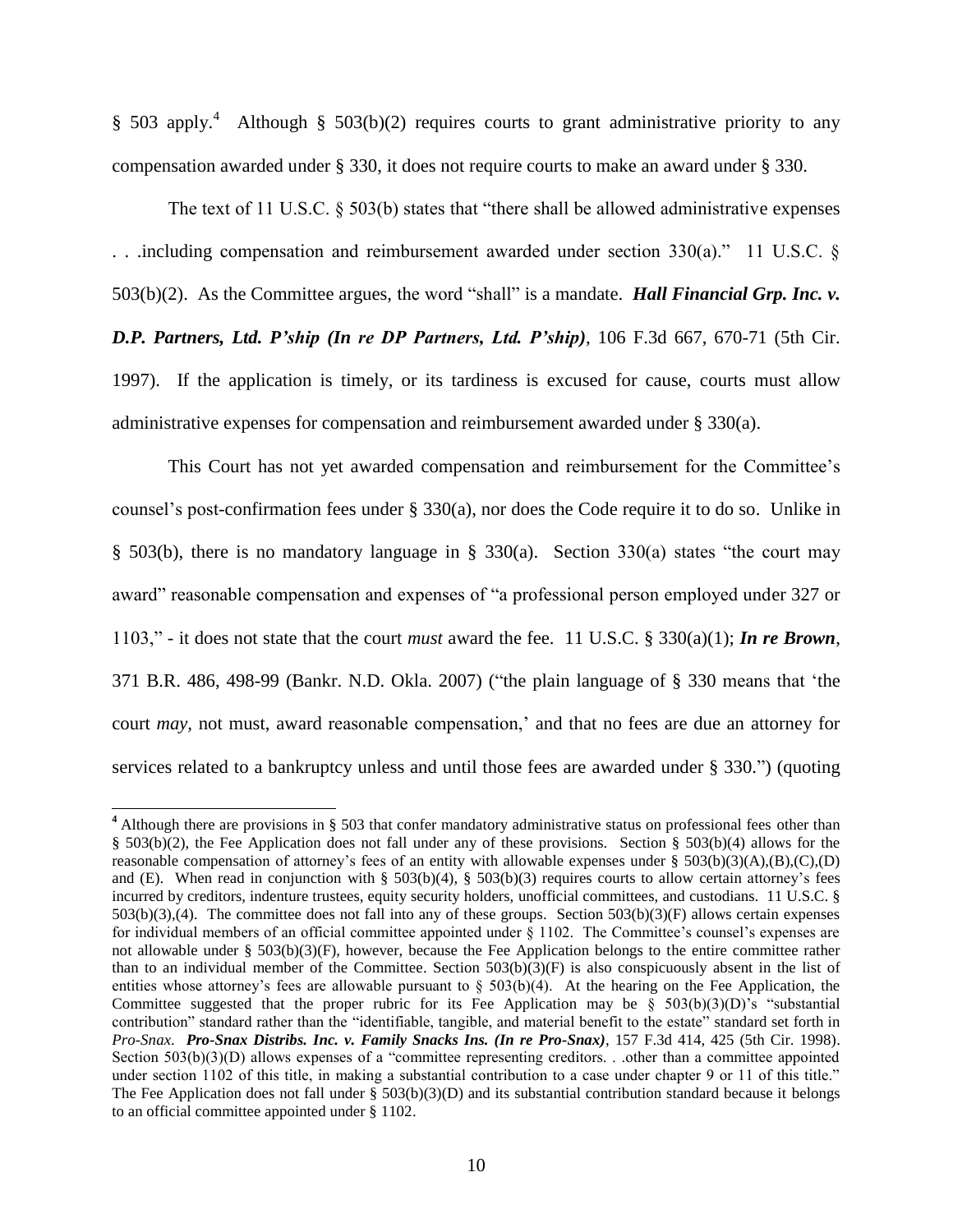§ 503 apply.[4] Although § 503(b)(2) requires courts to grant administrative priority to any compensation awarded under § 330, it does not require courts to make an award under § 330.

The text of 11 U.S.C. § 503(b) states that "there shall be allowed administrative expenses . . .including compensation and reimbursement awarded under section 330(a)." 11 U.S.C. § 503(b)(2). As the Committee argues, the word "shall" is a mandate. ***Hall Financial Grp. Inc. v. D.P. Partners, Ltd. P'ship (In re DP Partners, Ltd. P'ship)***, 106 F.3d 667, 670-71 (5th Cir. 1997). If the application is timely, or its tardiness is excused for cause, courts must allow administrative expenses for compensation and reimbursement awarded under § 330(a).

This Court has not yet awarded compensation and reimbursement for the Committee's counsel's post-confirmation fees under § 330(a), nor does the Code require it to do so. Unlike in § 503(b), there is no mandatory language in § 330(a). Section 330(a) states "the court may award" reasonable compensation and expenses of "a professional person employed under 327 or 1103," - it does not state that the court *must* award the fee. 11 U.S.C. § 330(a)(1); ***In re Brown***, 371 B.R. 486, 498-99 (Bankr. N.D. Okla. 2007) ("the plain language of § 330 means that 'the court *may*, not must, award reasonable compensation,' and that no fees are due an attorney for services related to a bankruptcy unless and until those fees are awarded under § 330.") (quoting

---

[4] Although there are provisions in § 503 that confer mandatory administrative status on professional fees other than § 503(b)(2), the Fee Application does not fall under any of these provisions. Section § 503(b)(4) allows for the reasonable compensation of attorney's fees of an entity with allowable expenses under § 503(b)(3)(A),(B),(C),(D) and (E). When read in conjunction with § 503(b)(4), § 503(b)(3) requires courts to allow certain attorney's fees incurred by creditors, indenture trustees, equity security holders, unofficial committees, and custodians. 11 U.S.C. § 503(b)(3),(4). The committee does not fall into any of these groups. Section 503(b)(3)(F) allows certain expenses for individual members of an official committee appointed under § 1102. The Committee's counsel's expenses are not allowable under § 503(b)(3)(F), however, because the Fee Application belongs to the entire committee rather than to an individual member of the Committee. Section 503(b)(3)(F) is also conspicuously absent in the list of entities whose attorney's fees are allowable pursuant to § 503(b)(4). At the hearing on the Fee Application, the Committee suggested that the proper rubric for its Fee Application may be § 503(b)(3)(D)'s "substantial contribution" standard rather than the "identifiable, tangible, and material benefit to the estate" standard set forth in *Pro-Snax*. ***Pro-Snax Distribs. Inc. v. Family Snacks Ins. (In re Pro-Snax)***, 157 F.3d 414, 425 (5th Cir. 1998). Section 503(b)(3)(D) allows expenses of a "committee representing creditors. . .other than a committee appointed under section 1102 of this title, in making a substantial contribution to a case under chapter 9 or 11 of this title." The Fee Application does not fall under § 503(b)(3)(D) and its substantial contribution standard because it belongs to an official committee appointed under § 1102.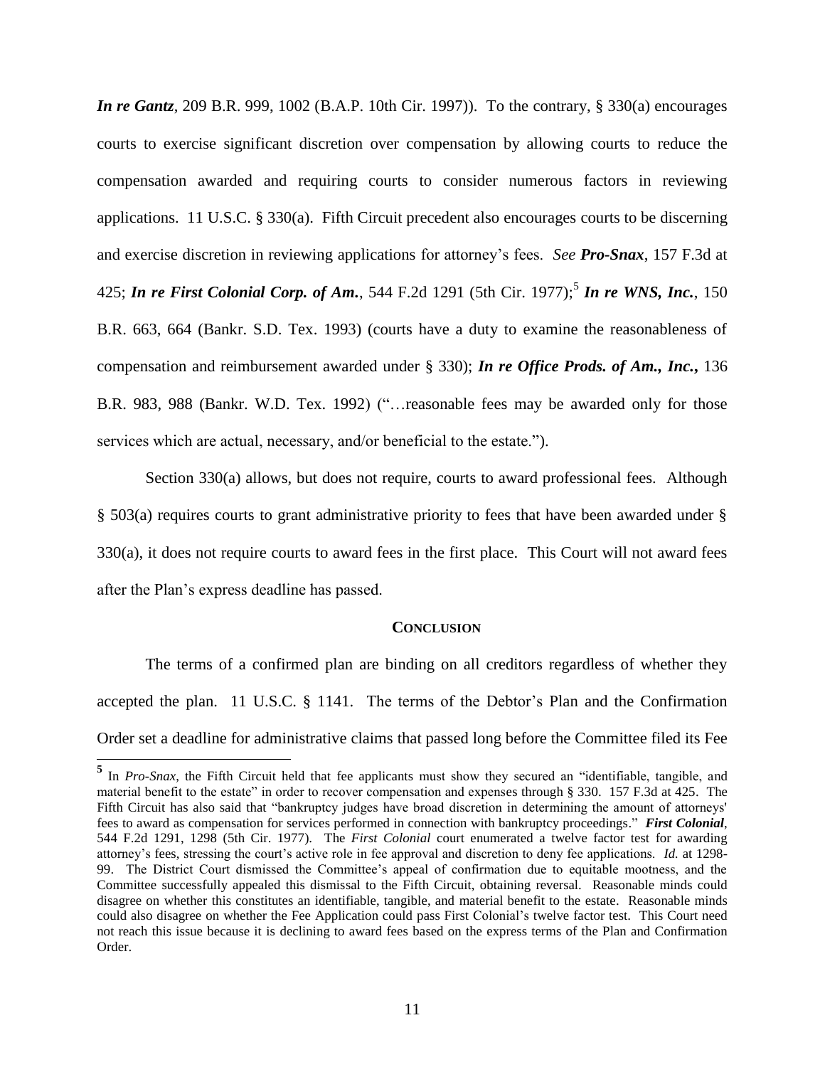***In re Gantz***, 209 B.R. 999, 1002 (B.A.P. 10th Cir. 1997)). To the contrary, § 330(a) encourages courts to exercise significant discretion over compensation by allowing courts to reduce the compensation awarded and requiring courts to consider numerous factors in reviewing applications. 11 U.S.C. § 330(a). Fifth Circuit precedent also encourages courts to be discerning and exercise discretion in reviewing applications for attorney's fees. *See* ***Pro-Snax***, 157 F.3d at 425; ***In re First Colonial Corp. of Am.***, 544 F.2d 1291 (5th Cir. 1977);[5] ***In re WNS, Inc.***, 150 B.R. 663, 664 (Bankr. S.D. Tex. 1993) (courts have a duty to examine the reasonableness of compensation and reimbursement awarded under § 330); ***In re Office Prods. of Am., Inc.***, 136 B.R. 983, 988 (Bankr. W.D. Tex. 1992) ("…reasonable fees may be awarded only for those services which are actual, necessary, and/or beneficial to the estate.").

Section 330(a) allows, but does not require, courts to award professional fees. Although § 503(a) requires courts to grant administrative priority to fees that have been awarded under § 330(a), it does not require courts to award fees in the first place. This Court will not award fees after the Plan's express deadline has passed.

## CONCLUSION

The terms of a confirmed plan are binding on all creditors regardless of whether they accepted the plan. 11 U.S.C. § 1141. The terms of the Debtor's Plan and the Confirmation Order set a deadline for administrative claims that passed long before the Committee filed its Fee

---

[5] In *Pro-Snax*, the Fifth Circuit held that fee applicants must show they secured an "identifiable, tangible, and material benefit to the estate" in order to recover compensation and expenses through § 330. 157 F.3d at 425. The Fifth Circuit has also said that "bankruptcy judges have broad discretion in determining the amount of attorneys' fees to award as compensation for services performed in connection with bankruptcy proceedings." ***First Colonial***, 544 F.2d 1291, 1298 (5th Cir. 1977). The *First Colonial* court enumerated a twelve factor test for awarding attorney's fees, stressing the court's active role in fee approval and discretion to deny fee applications. *Id.* at 1298-99. The District Court dismissed the Committee's appeal of confirmation due to equitable mootness, and the Committee successfully appealed this dismissal to the Fifth Circuit, obtaining reversal. Reasonable minds could disagree on whether this constitutes an identifiable, tangible, and material benefit to the estate. Reasonable minds could also disagree on whether the Fee Application could pass First Colonial's twelve factor test. This Court need not reach this issue because it is declining to award fees based on the express terms of the Plan and Confirmation Order.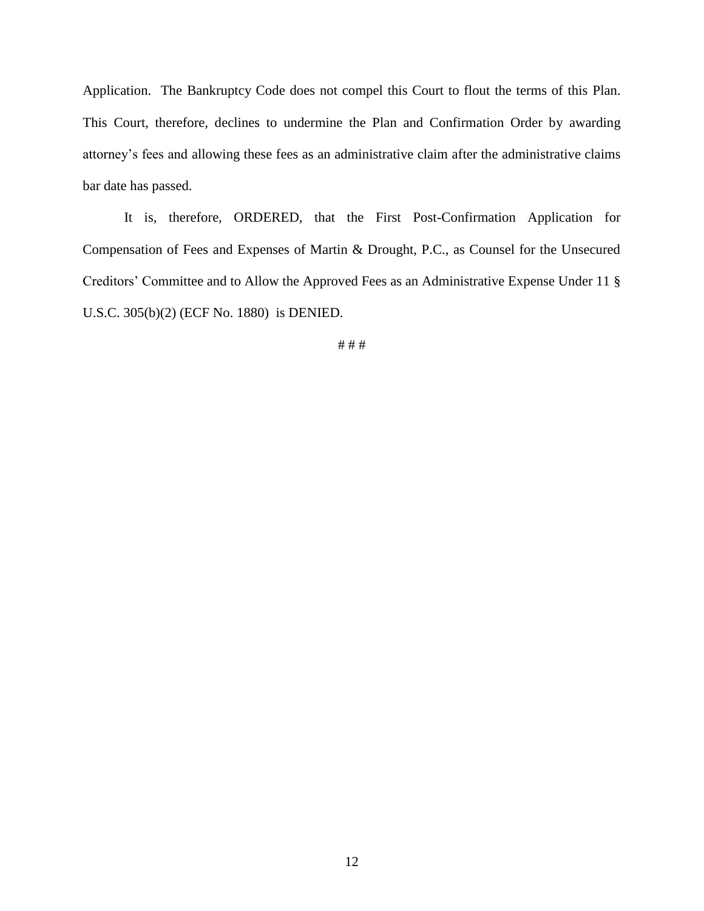Application. The Bankruptcy Code does not compel this Court to flout the terms of this Plan. This Court, therefore, declines to undermine the Plan and Confirmation Order by awarding attorney's fees and allowing these fees as an administrative claim after the administrative claims bar date has passed.

It is, therefore, ORDERED, that the First Post-Confirmation Application for Compensation of Fees and Expenses of Martin & Drought, P.C., as Counsel for the Unsecured Creditors' Committee and to Allow the Approved Fees as an Administrative Expense Under 11 § U.S.C. 305(b)(2) (ECF No. 1880) is DENIED.

# # #